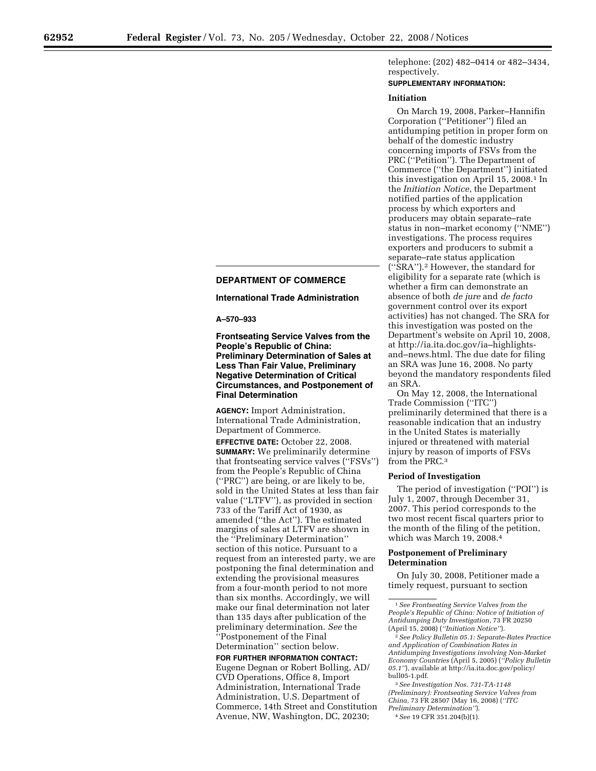## DEPARTMENT OF COMMERCE

### International Trade Administration

**A–570–933**

### Frontseating Service Valves from the People's Republic of China: Preliminary Determination of Sales at Less Than Fair Value, Preliminary Negative Determination of Critical Circumstances, and Postponement of Final Determination

**AGENCY:** Import Administration, International Trade Administration, Department of Commerce.

**EFFECTIVE DATE:** October 22, 2008.

**SUMMARY:** We preliminarily determine that frontseating service valves (''FSVs'') from the People's Republic of China (''PRC'') are being, or are likely to be, sold in the United States at less than fair value (''LTFV''), as provided in section 733 of the Tariff Act of 1930, as amended (''the Act''). The estimated margins of sales at LTFV are shown in the ''Preliminary Determination'' section of this notice. Pursuant to a request from an interested party, we are postponing the final determination and extending the provisional measures from a four-month period to not more than six months. Accordingly, we will make our final determination not later than 135 days after publication of the preliminary determination. *See* the ''Postponement of the Final Determination'' section below.

**FOR FURTHER INFORMATION CONTACT:** Eugene Degnan or Robert Bolling, AD/CVD Operations, Office 8, Import Administration, International Trade Administration, U.S. Department of Commerce, 14th Street and Constitution Avenue, NW, Washington, DC, 20230; telephone: (202) 482–0414 or 482–3434, respectively.

**SUPPLEMENTARY INFORMATION:**

**Initiation**

On March 19, 2008, Parker–Hannifin Corporation (''Petitioner'') filed an antidumping petition in proper form on behalf of the domestic industry concerning imports of FSVs from the PRC (''Petition''). The Department of Commerce (''the Department'') initiated this investigation on April 15, 2008.[1] In the *Initiation Notice*, the Department notified parties of the application process by which exporters and producers may obtain separate–rate status in non–market economy (''NME'') investigations. The process requires exporters and producers to submit a separate–rate status application (''SRA'').[2] However, the standard for eligibility for a separate rate (which is whether a firm can demonstrate an absence of both *de jure* and *de facto* government control over its export activities) has not changed. The SRA for this investigation was posted on the Department's website on April 10, 2008, at http://ia.ita.doc.gov/ia–highlights-and–news.html. The due date for filing an SRA was June 16, 2008. No party beyond the mandatory respondents filed an SRA.

On May 12, 2008, the International Trade Commission (''ITC'') preliminarily determined that there is a reasonable indication that an industry in the United States is materially injured or threatened with material injury by reason of imports of FSVs from the PRC.[3]

**Period of Investigation**

The period of investigation (''POI'') is July 1, 2007, through December 31, 2007. This period corresponds to the two most recent fiscal quarters prior to the month of the filing of the petition, which was March 19, 2008.[4]

**Postponement of Preliminary Determination**

On July 30, 2008, Petitioner made a timely request, pursuant to section

---

[1] *See Frontseating Service Valves from the People's Republic of China: Notice of Initiation of Antidumping Duty Investigation*, 73 FR 20250 (April 15, 2008) (*''Initiation Notice''*).

[2] *See Policy Bulletin 05.1: Separate-Rates Practice and Application of Combination Rates in Antidumping Investigations involving Non-Market Economy Countries* (April 5, 2005) (*''Policy Bulletin 05.1''*), available at http://ia.ita.doc.gov/policy/bull05-1.pdf.

[3] *See Investigation Nos. 731-TA-1148 (Preliminary): Frontseating Service Valves from China*, 73 FR 28507 (May 16, 2008) (*''ITC Preliminary Determination''*).

[4] *See* 19 CFR 351.204(b)(1).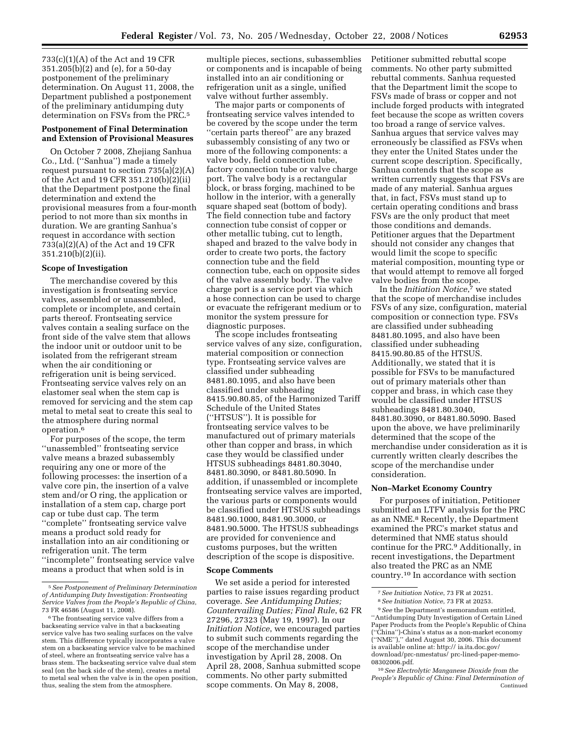733(c)(1)(A) of the Act and 19 CFR 351.205(b)(2) and (e), for a 50-day postponement of the preliminary determination. On August 11, 2008, the Department published a postponement of the preliminary antidumping duty determination on FSVs from the PRC.[5]

**Postponement of Final Determination and Extension of Provisional Measures**

On October 7 2008, Zhejiang Sanhua Co., Ltd. (''Sanhua'') made a timely request pursuant to section 735(a)(2)(A) of the Act and 19 CFR 351.210(b)(2)(ii) that the Department postpone the final determination and extend the provisional measures from a four-month period to not more than six months in duration. We are granting Sanhua's request in accordance with section 733(a)(2)(A) of the Act and 19 CFR 351.210(b)(2)(ii).

**Scope of Investigation**

The merchandise covered by this investigation is frontseating service valves, assembled or unassembled, complete or incomplete, and certain parts thereof. Frontseating service valves contain a sealing surface on the front side of the valve stem that allows the indoor unit or outdoor unit to be isolated from the refrigerant stream when the air conditioning or refrigeration unit is being serviced. Frontseating service valves rely on an elastomer seal when the stem cap is removed for servicing and the stem cap metal to metal seat to create this seal to the atmosphere during normal operation.[6]

For purposes of the scope, the term ''unassembled'' frontseating service valve means a brazed subassembly requiring any one or more of the following processes: the insertion of a valve core pin, the insertion of a valve stem and/or O ring, the application or installation of a stem cap, charge port cap or tube dust cap. The term ''complete'' frontseating service valve means a product sold ready for installation into an air conditioning or refrigeration unit. The term ''incomplete'' frontseating service valve means a product that when sold is in multiple pieces, sections, subassemblies or components and is incapable of being installed into an air conditioning or refrigeration unit as a single, unified valve without further assembly.

The major parts or components of frontseating service valves intended to be covered by the scope under the term ''certain parts thereof'' are any brazed subassembly consisting of any two or more of the following components: a valve body, field connection tube, factory connection tube or valve charge port. The valve body is a rectangular block, or brass forging, machined to be hollow in the interior, with a generally square shaped seat (bottom of body). The field connection tube and factory connection tube consist of copper or other metallic tubing, cut to length, shaped and brazed to the valve body in order to create two ports, the factory connection tube and the field connection tube, each on opposite sides of the valve assembly body. The valve charge port is a service port via which a hose connection can be used to charge or evacuate the refrigerant medium or to monitor the system pressure for diagnostic purposes.

The scope includes frontseating service valves of any size, configuration, material composition or connection type. Frontseating service valves are classified under subheading 8481.80.1095, and also have been classified under subheading 8415.90.80.85, of the Harmonized Tariff Schedule of the United States (''HTSUS''). It is possible for frontseating service valves to be manufactured out of primary materials other than copper and brass, in which case they would be classified under HTSUS subheadings 8481.80.3040, 8481.80.3090, or 8481.80.5090. In addition, if unassembled or incomplete frontseating service valves are imported, the various parts or components would be classified under HTSUS subheadings 8481.90.1000, 8481.90.3000, or 8481.90.5000. The HTSUS subheadings are provided for convenience and customs purposes, but the written description of the scope is dispositive.

**Scope Comments**

We set aside a period for interested parties to raise issues regarding product coverage. *See Antidumping Duties; Countervailing Duties; Final Rule*, 62 FR 27296, 27323 (May 19, 1997). In our *Initiation Notice*, we encouraged parties to submit such comments regarding the scope of the merchandise under investigation by April 28, 2008. On April 28, 2008, Sanhua submitted scope comments. No other party submitted scope comments. On May 8, 2008, Petitioner submitted rebuttal scope comments. No other party submitted rebuttal comments. Sanhua requested that the Department limit the scope to FSVs made of brass or copper and not include forged products with integrated feet because the scope as written covers too broad a range of service valves. Sanhua argues that service valves may erroneously be classified as FSVs when they enter the United States under the current scope description. Specifically, Sanhua contends that the scope as written currently suggests that FSVs are made of any material. Sanhua argues that, in fact, FSVs must stand up to certain operating conditions and brass FSVs are the only product that meet those conditions and demands. Petitioner argues that the Department should not consider any changes that would limit the scope to specific material composition, mounting type or that would attempt to remove all forged valve bodies from the scope.

In the *Initiation Notice*,[7] we stated that the scope of merchandise includes FSVs of any size, configuration, material composition or connection type. FSVs are classified under subheading 8481.80.1095, and also have been classified under subheading 8415.90.80.85 of the HTSUS. Additionally, we stated that it is possible for FSVs to be manufactured out of primary materials other than copper and brass, in which case they would be classified under HTSUS subheadings 8481.80.3040, 8481.80.3090, or 8481.80.5090. Based upon the above, we have preliminarily determined that the scope of the merchandise under consideration as it is currently written clearly describes the scope of the merchandise under consideration.

**Non–Market Economy Country**

For purposes of initiation, Petitioner submitted an LTFV analysis for the PRC as an NME.[8] Recently, the Department examined the PRC's market status and determined that NME status should continue for the PRC.[9] Additionally, in recent investigations, the Department also treated the PRC as an NME country.[10] In accordance with section

---

[5] *See Postponement of Preliminary Determination of Antidumping Duty Investigation: Frontseating Service Valves from the People's Republic of China*, 73 FR 46586 (August 11, 2008).

[6] The frontseating service valve differs from a backseating service valve in that a backseating service valve has two sealing surfaces on the valve stem. This difference typically incorporates a valve stem on a backseating service valve to be machined of steel, where an frontseating service valve has a brass stem. The backseating service valve dual stem seal (on the back side of the stem), creates a metal to metal seal when the valve is in the open position, thus, sealing the stem from the atmosphere.

[7] *See Initiation Notice*, 73 FR at 20251.

[8] *See Initiation Notice*, 73 FR at 20253.

[9] *See* the Department's memorandum entitled, ''Antidumping Duty Investigation of Certain Lined Paper Products from the People's Republic of China (''China'')-China's status as a non-market economy (''NME''),'' dated August 30, 2006. This document is available online at: http:// ia.ita.doc.gov/ download/prc-nmestatus/ prc-lined-paper-memo-08302006.pdf.

[10] *See Electrolytic Manganese Dioxide from the People's Republic of China: Final Determination of* Continued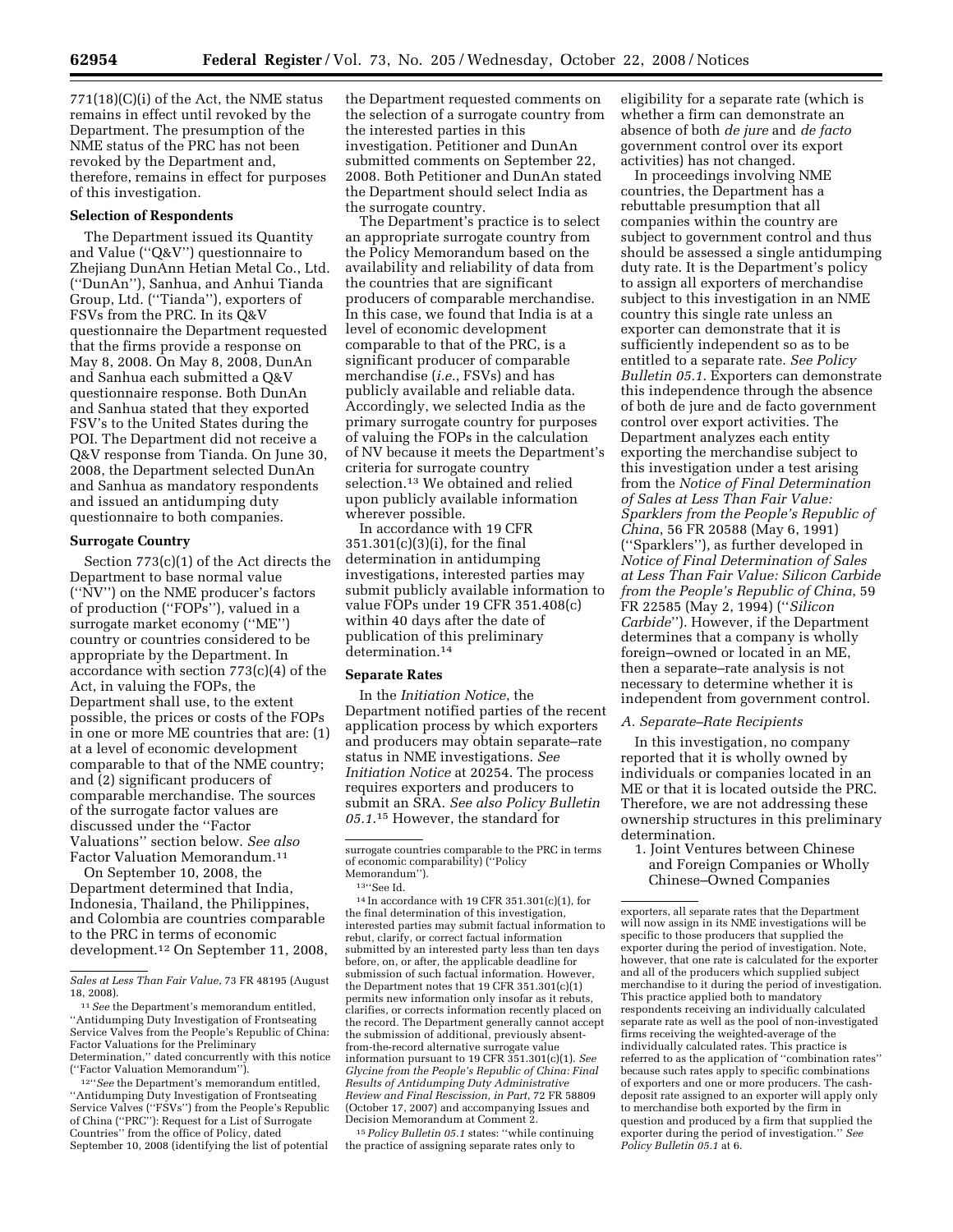771(18)(C)(i) of the Act, the NME status remains in effect until revoked by the Department. The presumption of the NME status of the PRC has not been revoked by the Department and, therefore, remains in effect for purposes of this investigation.

**Selection of Respondents**

The Department issued its Quantity and Value (''Q&V'') questionnaire to Zhejiang DunAnn Hetian Metal Co., Ltd. (''DunAn''), Sanhua, and Anhui Tianda Group, Ltd. (''Tianda''), exporters of FSVs from the PRC. In its Q&V questionnaire the Department requested that the firms provide a response on May 8, 2008. On May 8, 2008, DunAn and Sanhua each submitted a Q&V questionnaire response. Both DunAn and Sanhua stated that they exported FSV's to the United States during the POI. The Department did not receive a Q&V response from Tianda. On June 30, 2008, the Department selected DunAn and Sanhua as mandatory respondents and issued an antidumping duty questionnaire to both companies.

**Surrogate Country**

Section 773(c)(1) of the Act directs the Department to base normal value (''NV'') on the NME producer's factors of production (''FOPs''), valued in a surrogate market economy (''ME'') country or countries considered to be appropriate by the Department. In accordance with section 773(c)(4) of the Act, in valuing the FOPs, the Department shall use, to the extent possible, the prices or costs of the FOPs in one or more ME countries that are: (1) at a level of economic development comparable to that of the NME country; and (2) significant producers of comparable merchandise. The sources of the surrogate factor values are discussed under the ''Factor Valuations'' section below. *See also* Factor Valuation Memorandum.[11]

On September 10, 2008, the Department determined that India, Indonesia, Thailand, the Philippines, and Colombia are countries comparable to the PRC in terms of economic development.[12] On September 11, 2008, the Department requested comments on the selection of a surrogate country from the interested parties in this investigation. Petitioner and DunAn submitted comments on September 22, 2008. Both Petitioner and DunAn stated the Department should select India as the surrogate country.

The Department's practice is to select an appropriate surrogate country from the Policy Memorandum based on the availability and reliability of data from the countries that are significant producers of comparable merchandise. In this case, we found that India is at a level of economic development comparable to that of the PRC, is a significant producer of comparable merchandise (*i.e.*, FSVs) and has publicly available and reliable data. Accordingly, we selected India as the primary surrogate country for purposes of valuing the FOPs in the calculation of NV because it meets the Department's criteria for surrogate country selection.[13] We obtained and relied upon publicly available information wherever possible.

In accordance with 19 CFR 351.301(c)(3)(i), for the final determination in antidumping investigations, interested parties may submit publicly available information to value FOPs under 19 CFR 351.408(c) within 40 days after the date of publication of this preliminary determination.[14]

**Separate Rates**

In the *Initiation Notice*, the Department notified parties of the recent application process by which exporters and producers may obtain separate–rate status in NME investigations. *See Initiation Notice* at 20254. The process requires exporters and producers to submit an SRA. *See also Policy Bulletin 05.1*.[15] However, the standard for eligibility for a separate rate (which is whether a firm can demonstrate an absence of both *de jure* and *de facto* government control over its export activities) has not changed.

In proceedings involving NME countries, the Department has a rebuttable presumption that all companies within the country are subject to government control and thus should be assessed a single antidumping duty rate. It is the Department's policy to assign all exporters of merchandise subject to this investigation in an NME country this single rate unless an exporter can demonstrate that it is sufficiently independent so as to be entitled to a separate rate. *See Policy Bulletin 05.1*. Exporters can demonstrate this independence through the absence of both de jure and de facto government control over export activities. The Department analyzes each entity exporting the merchandise subject to this investigation under a test arising from the *Notice of Final Determination of Sales at Less Than Fair Value: Sparklers from the People's Republic of China*, 56 FR 20588 (May 6, 1991) (''Sparklers''), as further developed in *Notice of Final Determination of Sales at Less Than Fair Value: Silicon Carbide from the People's Republic of China*, 59 FR 22585 (May 2, 1994) (''*Silicon Carbide*''). However, if the Department determines that a company is wholly foreign–owned or located in an ME, then a separate–rate analysis is not necessary to determine whether it is independent from government control.

*A. Separate–Rate Recipients*

In this investigation, no company reported that it is wholly owned by individuals or companies located in an ME or that it is located outside the PRC. Therefore, we are not addressing these ownership structures in this preliminary determination.

1. Joint Ventures between Chinese and Foreign Companies or Wholly Chinese–Owned Companies

---

*Sales at Less Than Fair Value*, 73 FR 48195 (August 18, 2008).

[11] *See* the Department's memorandum entitled, ''Antidumping Duty Investigation of Frontseating Service Valves from the People's Republic of China: Factor Valuations for the Preliminary Determination,'' dated concurrently with this notice (''Factor Valuation Memorandum'').

[12] ''*See* the Department's memorandum entitled, ''Antidumping Duty Investigation of Frontseating Service Valves (''FSVs'') from the People's Republic of China (''PRC''): Request for a List of Surrogate Countries'' from the office of Policy, dated September 10, 2008 (identifying the list of potential surrogate countries comparable to the PRC in terms of economic comparability) (''Policy Memorandum'').

[13] ''See Id.

[14] In accordance with 19 CFR 351.301(c)(1), for the final determination of this investigation, interested parties may submit factual information to rebut, clarify, or correct factual information submitted by an interested party less than ten days before, on, or after, the applicable deadline for submission of such factual information. However, the Department notes that 19 CFR 351.301(c)(1) permits new information only insofar as it rebuts, clarifies, or corrects information recently placed on the record. The Department generally cannot accept the submission of additional, previously absent-from-the-record alternative surrogate value information pursuant to 19 CFR 351.301(c)(1). *See Glycine from the People's Republic of China: Final Results of Antidumping Duty Administrative Review and Final Rescission, in Part*, 72 FR 58809 (October 17, 2007) and accompanying Issues and Decision Memorandum at Comment 2.

[15] *Policy Bulletin 05.1* states: ''while continuing the practice of assigning separate rates only to exporters, all separate rates that the Department will now assign in its NME investigations will be specific to those producers that supplied the exporter during the period of investigation. Note, however, that one rate is calculated for the exporter and all of the producers which supplied subject merchandise to it during the period of investigation. This practice applied both to mandatory respondents receiving an individually calculated separate rate as well as the pool of non-investigated firms receiving the weighted-average of the individually calculated rates. This practice is referred to as the application of ''combination rates'' because such rates apply to specific combinations of exporters and one or more producers. The cash-deposit rate assigned to an exporter will apply only to merchandise both exported by the firm in question and produced by a firm that supplied the exporter during the period of investigation.'' *See Policy Bulletin 05.1* at 6.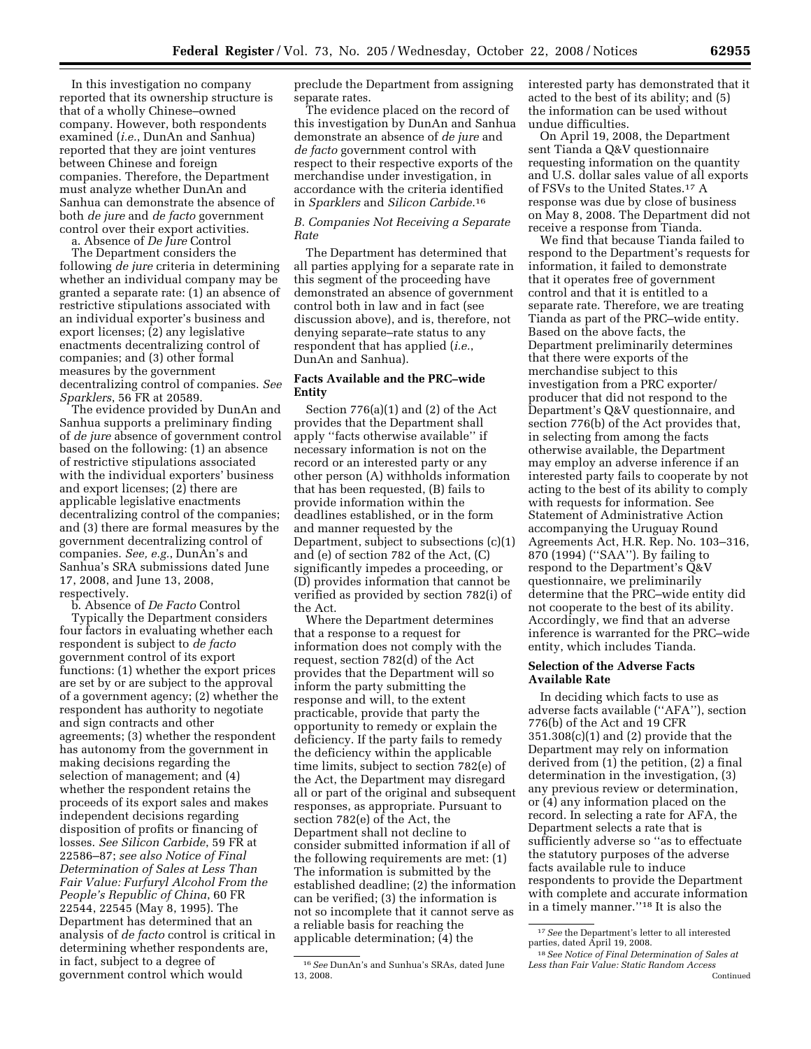In this investigation no company reported that its ownership structure is that of a wholly Chinese–owned company. However, both respondents examined (*i.e.*, DunAn and Sanhua) reported that they are joint ventures between Chinese and foreign companies. Therefore, the Department must analyze whether DunAn and Sanhua can demonstrate the absence of both *de jure* and *de facto* government control over their export activities.

a. Absence of *De Jure* Control

The Department considers the following *de jure* criteria in determining whether an individual company may be granted a separate rate: (1) an absence of restrictive stipulations associated with an individual exporter's business and export licenses; (2) any legislative enactments decentralizing control of companies; and (3) other formal measures by the government decentralizing control of companies. *See Sparklers*, 56 FR at 20589.

The evidence provided by DunAn and Sanhua supports a preliminary finding of *de jure* absence of government control based on the following: (1) an absence of restrictive stipulations associated with the individual exporters' business and export licenses; (2) there are applicable legislative enactments decentralizing control of the companies; and (3) there are formal measures by the government decentralizing control of companies. *See, e.g.*, DunAn's and Sanhua's SRA submissions dated June 17, 2008, and June 13, 2008, respectively.

b. Absence of *De Facto* Control

Typically the Department considers four factors in evaluating whether each respondent is subject to *de facto* government control of its export functions: (1) whether the export prices are set by or are subject to the approval of a government agency; (2) whether the respondent has authority to negotiate and sign contracts and other agreements; (3) whether the respondent has autonomy from the government in making decisions regarding the selection of management; and (4) whether the respondent retains the proceeds of its export sales and makes independent decisions regarding disposition of profits or financing of losses. *See Silicon Carbide*, 59 FR at 22586–87; *see also Notice of Final Determination of Sales at Less Than Fair Value: Furfuryl Alcohol From the People's Republic of China*, 60 FR 22544, 22545 (May 8, 1995). The Department has determined that an analysis of *de facto* control is critical in determining whether respondents are, in fact, subject to a degree of government control which would preclude the Department from assigning separate rates.

The evidence placed on the record of this investigation by DunAn and Sanhua demonstrate an absence of *de jure* and *de facto* government control with respect to their respective exports of the merchandise under investigation, in accordance with the criteria identified in *Sparklers* and *Silicon Carbide*.[16]

### *B. Companies Not Receiving a Separate Rate*

The Department has determined that all parties applying for a separate rate in this segment of the proceeding have demonstrated an absence of government control both in law and in fact (see discussion above), and is, therefore, not denying separate–rate status to any respondent that has applied (*i.e.*, DunAn and Sanhua).

## Facts Available and the PRC–wide Entity

Section 776(a)(1) and (2) of the Act provides that the Department shall apply ''facts otherwise available'' if necessary information is not on the record or an interested party or any other person (A) withholds information that has been requested, (B) fails to provide information within the deadlines established, or in the form and manner requested by the Department, subject to subsections (c)(1) and (e) of section 782 of the Act, (C) significantly impedes a proceeding, or (D) provides information that cannot be verified as provided by section 782(i) of the Act.

Where the Department determines that a response to a request for information does not comply with the request, section 782(d) of the Act provides that the Department will so inform the party submitting the response and will, to the extent practicable, provide that party the opportunity to remedy or explain the deficiency. If the party fails to remedy the deficiency within the applicable time limits, subject to section 782(e) of the Act, the Department may disregard all or part of the original and subsequent responses, as appropriate. Pursuant to section 782(e) of the Act, the Department shall not decline to consider submitted information if all of the following requirements are met: (1) The information is submitted by the established deadline; (2) the information can be verified; (3) the information is not so incomplete that it cannot serve as a reliable basis for reaching the applicable determination; (4) the interested party has demonstrated that it acted to the best of its ability; and (5) the information can be used without undue difficulties.

On April 19, 2008, the Department sent Tianda a Q&V questionnaire requesting information on the quantity and U.S. dollar sales value of all exports of FSVs to the United States.[17] A response was due by close of business on May 8, 2008. The Department did not receive a response from Tianda.

We find that because Tianda failed to respond to the Department's requests for information, it failed to demonstrate that it operates free of government control and that it is entitled to a separate rate. Therefore, we are treating Tianda as part of the PRC–wide entity. Based on the above facts, the Department preliminarily determines that there were exports of the merchandise subject to this investigation from a PRC exporter/producer that did not respond to the Department's Q&V questionnaire, and section 776(b) of the Act provides that, in selecting from among the facts otherwise available, the Department may employ an adverse inference if an interested party fails to cooperate by not acting to the best of its ability to comply with requests for information. See Statement of Administrative Action accompanying the Uruguay Round Agreements Act, H.R. Rep. No. 103–316, 870 (1994) (''SAA''). By failing to respond to the Department's Q&V questionnaire, we preliminarily determine that the PRC–wide entity did not cooperate to the best of its ability. Accordingly, we find that an adverse inference is warranted for the PRC–wide entity, which includes Tianda.

## Selection of the Adverse Facts Available Rate

In deciding which facts to use as adverse facts available (''AFA''), section 776(b) of the Act and 19 CFR 351.308(c)(1) and (2) provide that the Department may rely on information derived from (1) the petition, (2) a final determination in the investigation, (3) any previous review or determination, or (4) any information placed on the record. In selecting a rate for AFA, the Department selects a rate that is sufficiently adverse so ''as to effectuate the statutory purposes of the adverse facts available rule to induce respondents to provide the Department with complete and accurate information in a timely manner.''[18] It is also the

---

[16] *See* DunAn's and Sunhua's SRAs, dated June 13, 2008.

[17] *See* the Department's letter to all interested parties, dated April 19, 2008.

[18] *See Notice of Final Determination of Sales at Less than Fair Value: Static Random Access* Continued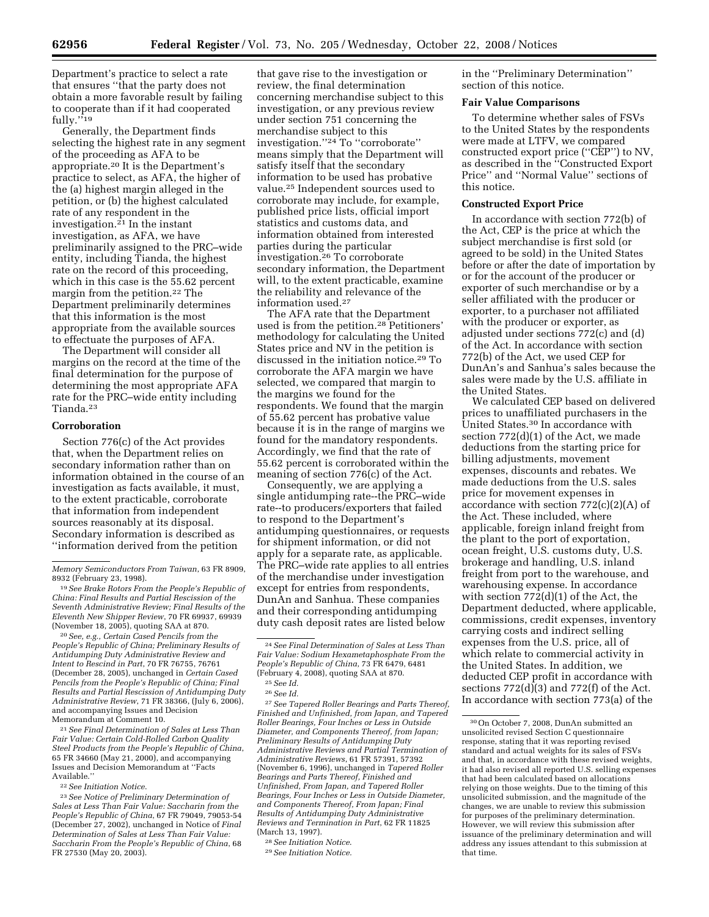Department's practice to select a rate that ensures "that the party does not obtain a more favorable result by failing to cooperate than if it had cooperated fully."[19]

Generally, the Department finds selecting the highest rate in any segment of the proceeding as AFA to be appropriate.[20] It is the Department's practice to select, as AFA, the higher of the (a) highest margin alleged in the petition, or (b) the highest calculated rate of any respondent in the investigation.[21] In the instant investigation, as AFA, we have preliminarily assigned to the PRC–wide entity, including Tianda, the highest rate on the record of this proceeding, which in this case is the 55.62 percent margin from the petition.[22] The Department preliminarily determines that this information is the most appropriate from the available sources to effectuate the purposes of AFA.

The Department will consider all margins on the record at the time of the final determination for the purpose of determining the most appropriate AFA rate for the PRC–wide entity including Tianda.[23]

**Corroboration**

Section 776(c) of the Act provides that, when the Department relies on secondary information rather than on information obtained in the course of an investigation as facts available, it must, to the extent practicable, corroborate that information from independent sources reasonably at its disposal. Secondary information is described as "information derived from the petition that gave rise to the investigation or review, the final determination concerning merchandise subject to this investigation, or any previous review under section 751 concerning the merchandise subject to this investigation."[24] To "corroborate" means simply that the Department will satisfy itself that the secondary information to be used has probative value.[25] Independent sources used to corroborate may include, for example, published price lists, official import statistics and customs data, and information obtained from interested parties during the particular investigation.[26] To corroborate secondary information, the Department will, to the extent practicable, examine the reliability and relevance of the information used.[27]

The AFA rate that the Department used is from the petition.[28] Petitioners' methodology for calculating the United States price and NV in the petition is discussed in the initiation notice.[29] To corroborate the AFA margin we have selected, we compared that margin to the margins we found for the respondents. We found that the margin of 55.62 percent has probative value because it is in the range of margins we found for the mandatory respondents. Accordingly, we find that the rate of 55.62 percent is corroborated within the meaning of section 776(c) of the Act.

Consequently, we are applying a single antidumping rate--the PRC–wide rate--to producers/exporters that failed to respond to the Department's antidumping questionnaires, or requests for shipment information, or did not apply for a separate rate, as applicable. The PRC–wide rate applies to all entries of the merchandise under investigation except for entries from respondents, DunAn and Sanhua. These companies and their corresponding antidumping duty cash deposit rates are listed below in the "Preliminary Determination" section of this notice.

**Fair Value Comparisons**

To determine whether sales of FSVs to the United States by the respondents were made at LTFV, we compared constructed export price ("CEP") to NV, as described in the "Constructed Export Price" and "Normal Value" sections of this notice.

**Constructed Export Price**

In accordance with section 772(b) of the Act, CEP is the price at which the subject merchandise is first sold (or agreed to be sold) in the United States before or after the date of importation by or for the account of the producer or exporter of such merchandise or by a seller affiliated with the producer or exporter, to a purchaser not affiliated with the producer or exporter, as adjusted under sections 772(c) and (d) of the Act. In accordance with section 772(b) of the Act, we used CEP for DunAn's and Sanhua's sales because the sales were made by the U.S. affiliate in the United States.

We calculated CEP based on delivered prices to unaffiliated purchasers in the United States.[30] In accordance with section 772(d)(1) of the Act, we made deductions from the starting price for billing adjustments, movement expenses, discounts and rebates. We made deductions from the U.S. sales price for movement expenses in accordance with section 772(c)(2)(A) of the Act. These included, where applicable, foreign inland freight from the plant to the port of exportation, ocean freight, U.S. customs duty, U.S. brokerage and handling, U.S. inland freight from port to the warehouse, and warehousing expense. In accordance with section 772(d)(1) of the Act, the Department deducted, where applicable, commissions, credit expenses, inventory carrying costs and indirect selling expenses from the U.S. price, all of which relate to commercial activity in the United States. In addition, we deducted CEP profit in accordance with sections 772(d)(3) and 772(f) of the Act. In accordance with section 773(a) of the

---

*Memory Semiconductors From Taiwan*, 63 FR 8909, 8932 (February 23, 1998).

[19] *See Brake Rotors From the People's Republic of China: Final Results and Partial Rescission of the Seventh Administrative Review; Final Results of the Eleventh New Shipper Review*, 70 FR 69937, 69939 (November 18, 2005), quoting SAA at 870.

[20] *See, e.g., Certain Cased Pencils from the People's Republic of China; Preliminary Results of Antidumping Duty Administrative Review and Intent to Rescind in Part*, 70 FR 76755, 76761 (December 28, 2005), unchanged in *Certain Cased Pencils from the People's Republic of China; Final Results and Partial Rescission of Antidumping Duty Administrative Review*, 71 FR 38366, (July 6, 2006), and accompanying Issues and Decision Memorandum at Comment 10.

[21] *See Final Determination of Sales at Less Than Fair Value: Certain Cold-Rolled Carbon Quality Steel Products from the People's Republic of China*, 65 FR 34660 (May 21, 2000), and accompanying Issues and Decision Memorandum at "Facts Available."

[22] *See Initiation Notice.*

[23] *See Notice of Preliminary Determination of Sales at Less Than Fair Value: Saccharin from the People's Republic of China*, 67 FR 79049, 79053-54 (December 27, 2002), unchanged in Notice of *Final Determination of Sales at Less Than Fair Value: Saccharin From the People's Republic of China*, 68 FR 27530 (May 20, 2003).

[24] *See Final Determination of Sales at Less Than Fair Value: Sodium Hexametaphosphate From the People's Republic of China*, 73 FR 6479, 6481 (February 4, 2008), quoting SAA at 870.

[25] *See Id.*

[26] *See Id.*

[27] *See Tapered Roller Bearings and Parts Thereof, Finished and Unfinished, from Japan, and Tapered Roller Bearings, Four Inches or Less in Outside Diameter, and Components Thereof, from Japan; Preliminary Results of Antidumping Duty Administrative Reviews and Partial Termination of Administrative Reviews*, 61 FR 57391, 57392 (November 6, 1996), unchanged in *Tapered Roller Bearings and Parts Thereof, Finished and Unfinished, From Japan, and Tapered Roller Bearings, Four Inches or Less in Outside Diameter, and Components Thereof, From Japan; Final Results of Antidumping Duty Administrative Reviews and Termination in Part*, 62 FR 11825 (March 13, 1997).

[28] *See Initiation Notice.*

[29] *See Initiation Notice.*

[30] On October 7, 2008, DunAn submitted an unsolicited revised Section C questionnaire response, stating that it was reporting revised standard and actual weights for its sales of FSVs and that, in accordance with these revised weights, it had also revised all reported U.S. selling expenses that had been calculated based on allocations relying on those weights. Due to the timing of this unsolicited submission, and the magnitude of the changes, we are unable to review this submission for purposes of the preliminary determination. However, we will review this submission after issuance of the preliminary determination and will address any issues attendant to this submission at that time.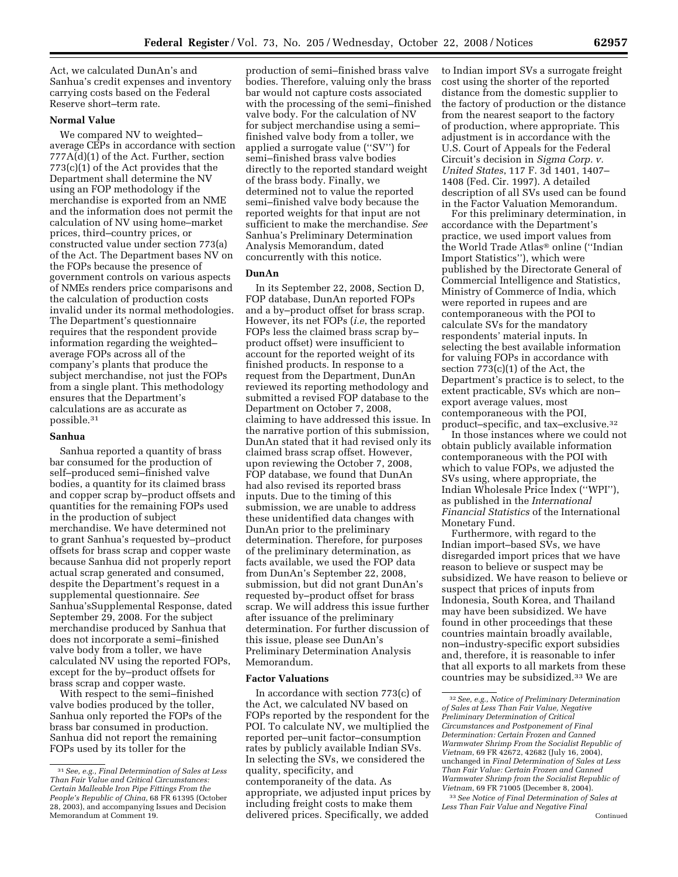Act, we calculated DunAn's and Sanhua's credit expenses and inventory carrying costs based on the Federal Reserve short–term rate.

### Normal Value

We compared NV to weighted–average CEPs in accordance with section 777A(d)(1) of the Act. Further, section 773(c)(1) of the Act provides that the Department shall determine the NV using an FOP methodology if the merchandise is exported from an NME and the information does not permit the calculation of NV using home–market prices, third–country prices, or constructed value under section 773(a) of the Act. The Department bases NV on the FOPs because the presence of government controls on various aspects of NMEs renders price comparisons and the calculation of production costs invalid under its normal methodologies. The Department's questionnaire requires that the respondent provide information regarding the weighted–average FOPs across all of the company's plants that produce the subject merchandise, not just the FOPs from a single plant. This methodology ensures that the Department's calculations are as accurate as possible.[31]

### Sanhua

Sanhua reported a quantity of brass bar consumed for the production of self–produced semi–finished valve bodies, a quantity for its claimed brass and copper scrap by–product offsets and quantities for the remaining FOPs used in the production of subject merchandise. We have determined not to grant Sanhua's requested by–product offsets for brass scrap and copper waste because Sanhua did not properly report actual scrap generated and consumed, despite the Department's request in a supplemental questionnaire. *See* Sanhua'sSupplemental Response, dated September 29, 2008. For the subject merchandise produced by Sanhua that does not incorporate a semi–finished valve body from a toller, we have calculated NV using the reported FOPs, except for the by–product offsets for brass scrap and copper waste.

With respect to the semi–finished valve bodies produced by the toller, Sanhua only reported the FOPs of the brass bar consumed in production. Sanhua did not report the remaining FOPs used by its toller for the production of semi–finished brass valve bodies. Therefore, valuing only the brass bar would not capture costs associated with the processing of the semi–finished valve body. For the calculation of NV for subject merchandise using a semi–finished valve body from a toller, we applied a surrogate value (''SV'') for semi–finished brass valve bodies directly to the reported standard weight of the brass body. Finally, we determined not to value the reported semi–finished valve body because the reported weights for that input are not sufficient to make the merchandise. *See* Sanhua's Preliminary Determination Analysis Memorandum, dated concurrently with this notice.

### DunAn

In its September 22, 2008, Section D, FOP database, DunAn reported FOPs and a by–product offset for brass scrap. However, its net FOPs (*i.e*, the reported FOPs less the claimed brass scrap by–product offset) were insufficient to account for the reported weight of its finished products. In response to a request from the Department, DunAn reviewed its reporting methodology and submitted a revised FOP database to the Department on October 7, 2008, claiming to have addressed this issue. In the narrative portion of this submission, DunAn stated that it had revised only its claimed brass scrap offset. However, upon reviewing the October 7, 2008, FOP database, we found that DunAn had also revised its reported brass inputs. Due to the timing of this submission, we are unable to address these unidentified data changes with DunAn prior to the preliminary determination. Therefore, for purposes of the preliminary determination, as facts available, we used the FOP data from DunAn's September 22, 2008, submission, but did not grant DunAn's requested by–product offset for brass scrap. We will address this issue further after issuance of the preliminary determination. For further discussion of this issue, please see DunAn's Preliminary Determination Analysis Memorandum.

### Factor Valuations

In accordance with section 773(c) of the Act, we calculated NV based on FOPs reported by the respondent for the POI. To calculate NV, we multiplied the reported per–unit factor–consumption rates by publicly available Indian SVs. In selecting the SVs, we considered the quality, specificity, and contemporaneity of the data. As appropriate, we adjusted input prices by including freight costs to make them delivered prices. Specifically, we added to Indian import SVs a surrogate freight cost using the shorter of the reported distance from the domestic supplier to the factory of production or the distance from the nearest seaport to the factory of production, where appropriate. This adjustment is in accordance with the U.S. Court of Appeals for the Federal Circuit's decision in *Sigma Corp. v. United States*, 117 F. 3d 1401, 1407–1408 (Fed. Cir. 1997). A detailed description of all SVs used can be found in the Factor Valuation Memorandum.

For this preliminary determination, in accordance with the Department's practice, we used import values from the World Trade Atlas® online (''Indian Import Statistics''), which were published by the Directorate General of Commercial Intelligence and Statistics, Ministry of Commerce of India, which were reported in rupees and are contemporaneous with the POI to calculate SVs for the mandatory respondents' material inputs. In selecting the best available information for valuing FOPs in accordance with section 773(c)(1) of the Act, the Department's practice is to select, to the extent practicable, SVs which are non–export average values, most contemporaneous with the POI, product–specific, and tax–exclusive.[32]

In those instances where we could not obtain publicly available information contemporaneous with the POI with which to value FOPs, we adjusted the SVs using, where appropriate, the Indian Wholesale Price Index (''WPI''), as published in the *International Financial Statistics* of the International Monetary Fund.

Furthermore, with regard to the Indian import–based SVs, we have disregarded import prices that we have reason to believe or suspect may be subsidized. We have reason to believe or suspect that prices of inputs from Indonesia, South Korea, and Thailand may have been subsidized. We have found in other proceedings that these countries maintain broadly available, non–industry-specific export subsidies and, therefore, it is reasonable to infer that all exports to all markets from these countries may be subsidized.[33] We are

---

[31] *See, e.g., Final Determination of Sales at Less Than Fair Value and Critical Circumstances: Certain Malleable Iron Pipe Fittings From the People's Republic of China*, 68 FR 61395 (October 28, 2003), and accompanying Issues and Decision Memorandum at Comment 19.

[32] *See, e.g., Notice of Preliminary Determination of Sales at Less Than Fair Value, Negative Preliminary Determination of Critical Circumstances and Postponement of Final Determination: Certain Frozen and Canned Warmwater Shrimp From the Socialist Republic of Vietnam*, 69 FR 42672, 42682 (July 16, 2004), unchanged in *Final Determination of Sales at Less Than Fair Value: Certain Frozen and Canned Warmwater Shrimp from the Socialist Republic of Vietnam*, 69 FR 71005 (December 8, 2004).

[33] *See Notice of Final Determination of Sales at Less Than Fair Value and Negative Final* Continued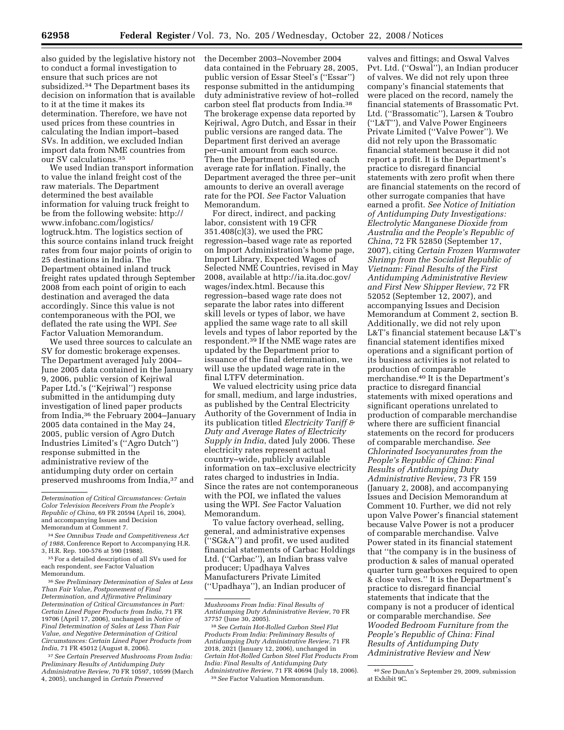also guided by the legislative history not to conduct a formal investigation to ensure that such prices are not subsidized.[34] The Department bases its decision on information that is available to it at the time it makes its determination. Therefore, we have not used prices from these countries in calculating the Indian import–based SVs. In addition, we excluded Indian import data from NME countries from our SV calculations.[35]

We used Indian transport information to value the inland freight cost of the raw materials. The Department determined the best available information for valuing truck freight to be from the following website: http://www.infobanc.com/logistics/logtruck.htm. The logistics section of this source contains inland truck freight rates from four major points of origin to 25 destinations in India. The Department obtained inland truck freight rates updated through September 2008 from each point of origin to each destination and averaged the data accordingly. Since this value is not contemporaneous with the POI, we deflated the rate using the WPI. *See* Factor Valuation Memorandum.

We used three sources to calculate an SV for domestic brokerage expenses. The Department averaged July 2004–June 2005 data contained in the January 9, 2006, public version of Kejriwal Paper Ltd.'s (''Kejriwal'') response submitted in the antidumping duty investigation of lined paper products from India,[36] the February 2004–January 2005 data contained in the May 24, 2005, public version of Agro Dutch Industries Limited's (''Agro Dutch'') response submitted in the administrative review of the antidumping duty order on certain preserved mushrooms from India,[37] and the December 2003–November 2004 data contained in the February 28, 2005, public version of Essar Steel's (''Essar'') response submitted in the antidumping duty administrative review of hot–rolled carbon steel flat products from India.[38] The brokerage expense data reported by Kejriwal, Agro Dutch, and Essar in their public versions are ranged data. The Department first derived an average per–unit amount from each source. Then the Department adjusted each average rate for inflation. Finally, the Department averaged the three per–unit amounts to derive an overall average rate for the POI. *See* Factor Valuation Memorandum.

For direct, indirect, and packing labor, consistent with 19 CFR 351.408(c)(3), we used the PRC regression–based wage rate as reported on Import Administration's home page, Import Library, Expected Wages of Selected NME Countries, revised in May 2008, available at http://ia.ita.doc.gov/wages/index.html. Because this regression–based wage rate does not separate the labor rates into different skill levels or types of labor, we have applied the same wage rate to all skill levels and types of labor reported by the respondent.[39] If the NME wage rates are updated by the Department prior to issuance of the final determination, we will use the updated wage rate in the final LTFV determination.

We valued electricity using price data for small, medium, and large industries, as published by the Central Electricity Authority of the Government of India in its publication titled *Electricity Tariff & Duty and Average Rates of Electricity Supply in India*, dated July 2006. These electricity rates represent actual country–wide, publicly available information on tax–exclusive electricity rates charged to industries in India. Since the rates are not contemporaneous with the POI, we inflated the values using the WPI. *See* Factor Valuation Memorandum.

To value factory overhead, selling, general, and administrative expenses (''SG&A'') and profit, we used audited financial statements of Carbac Holdings Ltd. (''Carbac''), an Indian brass valve producer; Upadhaya Valves Manufacturers Private Limited (''Upadhaya''), an Indian producer of valves and fittings; and Oswal Valves Pvt. Ltd. (''Oswal''), an Indian producer of valves. We did not rely upon three company's financial statements that were placed on the record, namely the financial statements of Brassomatic Pvt. Ltd. (''Brassomatic''), Larsen & Toubro (''L&T''), and Valve Power Engineers Private Limited (''Valve Power''). We did not rely upon the Brassomatic financial statement because it did not report a profit. It is the Department's practice to disregard financial statements with zero profit when there are financial statements on the record of other surrogate companies that have earned a profit. *See Notice of Initiation of Antidumping Duty Investigations: Electrolytic Manganese Dioxide from Australia and the People's Republic of China*, 72 FR 52850 (September 17, 2007), citing *Certain Frozen Warmwater Shrimp from the Socialist Republic of Vietnam: Final Results of the First Antidumping Administrative Review and First New Shipper Review*, 72 FR 52052 (September 12, 2007), and accompanying Issues and Decision Memorandum at Comment 2, section B. Additionally, we did not rely upon L&T's financial statement because L&T's financial statement identifies mixed operations and a significant portion of its business activities is not related to production of comparable merchandise.[40] It is the Department's practice to disregard financial statements with mixed operations and significant operations unrelated to production of comparable merchandise where there are sufficient financial statements on the record for producers of comparable merchandise. *See Chlorinated Isocyanurates from the People's Republic of China: Final Results of Antidumping Duty Administrative Review*, 73 FR 159 (January 2, 2008), and accompanying Issues and Decision Memorandum at Comment 10. Further, we did not rely upon Valve Power's financial statement because Valve Power is not a producer of comparable merchandise. Valve Power stated in its financial statement that ''the company is in the business of production & sales of manual operated quarter turn gearboxes required to open & close valves.'' It is the Department's practice to disregard financial statements that indicate that the company is not a producer of identical or comparable merchandise. *See Wooded Bedroom Furniture from the People's Republic of China: Final Results of Antidumping Duty Administrative Review and New*

---

*Determination of Critical Circumstances: Certain Color Television Receivers From the People's Republic of China*, 69 FR 20594 (April 16, 2004), and accompanying Issues and Decision Memorandum at Comment 7.

[34] *See Omnibus Trade and Competitiveness Act of 1988*, Conference Report to Accompanying H.R. 3, H.R. Rep. 100-576 at 590 (1988).

[35] For a detailed description of all SVs used for each respondent, *see* Factor Valuation Memorandum.

[36] *See Preliminary Determination of Sales at Less Than Fair Value, Postponement of Final Determination, and Affirmative Preliminary Determination of Critical Circumstances in Part: Certain Lined Paper Products from India*, 71 FR 19706 (April 17, 2006), unchanged in *Notice of Final Determination of Sales at Less Than Fair Value, and Negative Determination of Critical Circumstances: Certain Lined Paper Products from India*, 71 FR 45012 (August 8, 2006).

[37] *See Certain Preserved Mushrooms From India: Preliminary Results of Antidumping Duty Administrative Review*, 70 FR 10597, 10599 (March 4, 2005), unchanged in *Certain Preserved Mushrooms From India: Final Results of Antidumping Duty Administrative Review*, 70 FR 37757 (June 30, 2005).

[38] *See Certain Hot-Rolled Carbon Steel Flat Products From India: Preliminary Results of Antidumping Duty Administrative Review*, 71 FR 2018, 2021 (January 12, 2006), unchanged in *Certain Hot-Rolled Carbon Steel Flat Products From India: Final Results of Antidumping Duty Administrative Review*, 71 FR 40694 (July 18, 2006).

[39] *See* Factor Valuation Memorandum.

[40] *See* DunAn's September 29, 2009, submission at Exhibit 9C.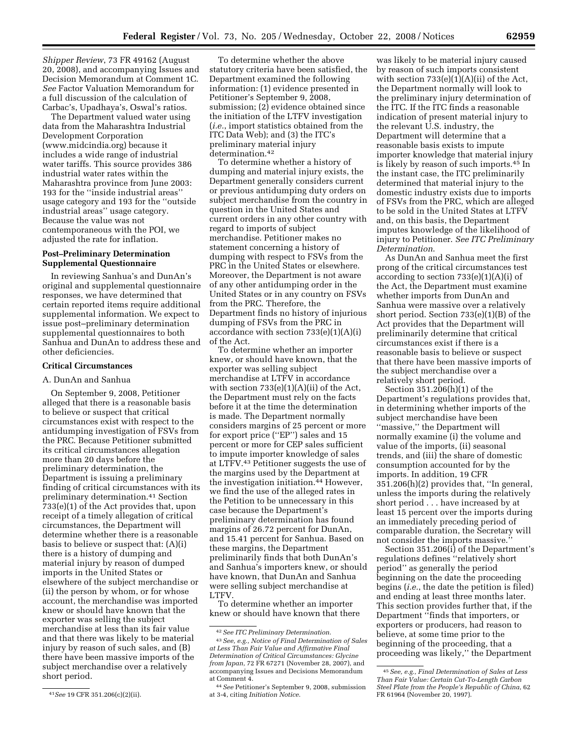*Shipper Review*, 73 FR 49162 (August 20, 2008), and accompanying Issues and Decision Memorandum at Comment 1C. *See* Factor Valuation Memorandum for a full discussion of the calculation of Carbac's, Upadhaya's, Oswal's ratios.

The Department valued water using data from the Maharashtra Industrial Development Corporation (www.midcindia.org) because it includes a wide range of industrial water tariffs. This source provides 386 industrial water rates within the Maharashtra province from June 2003: 193 for the ''inside industrial areas'' usage category and 193 for the ''outside industrial areas'' usage category. Because the value was not contemporaneous with the POI, we adjusted the rate for inflation.

**Post–Preliminary Determination Supplemental Questionnaire**

In reviewing Sanhua's and DunAn's original and supplemental questionnaire responses, we have determined that certain reported items require additional supplemental information. We expect to issue post–preliminary determination supplemental questionnaires to both Sanhua and DunAn to address these and other deficiencies.

**Critical Circumstances**

A. DunAn and Sanhua

On September 9, 2008, Petitioner alleged that there is a reasonable basis to believe or suspect that critical circumstances exist with respect to the antidumping investigation of FSVs from the PRC. Because Petitioner submitted its critical circumstances allegation more than 20 days before the preliminary determination, the Department is issuing a preliminary finding of critical circumstances with its preliminary determination.[41] Section 733(e)(1) of the Act provides that, upon receipt of a timely allegation of critical circumstances, the Department will determine whether there is a reasonable basis to believe or suspect that: (A)(i) there is a history of dumping and material injury by reason of dumped imports in the United States or elsewhere of the subject merchandise or (ii) the person by whom, or for whose account, the merchandise was imported knew or should have known that the exporter was selling the subject merchandise at less than its fair value and that there was likely to be material injury by reason of such sales, and (B) there have been massive imports of the subject merchandise over a relatively short period.

To determine whether the above statutory criteria have been satisfied, the Department examined the following information: (1) evidence presented in Petitioner's September 9, 2008, submission; (2) evidence obtained since the initiation of the LTFV investigation (*i.e.*, import statistics obtained from the ITC Data Web); and (3) the ITC's preliminary material injury determination.[42]

To determine whether a history of dumping and material injury exists, the Department generally considers current or previous antidumping duty orders on subject merchandise from the country in question in the United States and current orders in any other country with regard to imports of subject merchandise. Petitioner makes no statement concerning a history of dumping with respect to FSVs from the PRC in the United States or elsewhere. Moreover, the Department is not aware of any other antidumping order in the United States or in any country on FSVs from the PRC. Therefore, the Department finds no history of injurious dumping of FSVs from the PRC in accordance with section 733(e)(1)(A)(i) of the Act.

To determine whether an importer knew, or should have known, that the exporter was selling subject merchandise at LTFV in accordance with section 733(e)(1)(A)(ii) of the Act, the Department must rely on the facts before it at the time the determination is made. The Department normally considers margins of 25 percent or more for export price (''EP'') sales and 15 percent or more for CEP sales sufficient to impute importer knowledge of sales at LTFV.[43] Petitioner suggests the use of the margins used by the Department at the investigation initiation.[44] However, we find the use of the alleged rates in the Petition to be unnecessary in this case because the Department's preliminary determination has found margins of 26.72 percent for DunAn, and 15.41 percent for Sanhua. Based on these margins, the Department preliminarily finds that both DunAn's and Sanhua's importers knew, or should have known, that DunAn and Sanhua were selling subject merchandise at LTFV.

To determine whether an importer knew or should have known that there was likely to be material injury caused by reason of such imports consistent with section 733(e)(1)(A)(ii) of the Act, the Department normally will look to the preliminary injury determination of the ITC. If the ITC finds a reasonable indication of present material injury to the relevant U.S. industry, the Department will determine that a reasonable basis exists to impute importer knowledge that material injury is likely by reason of such imports.[45] In the instant case, the ITC preliminarily determined that material injury to the domestic industry exists due to imports of FSVs from the PRC, which are alleged to be sold in the United States at LTFV and, on this basis, the Department imputes knowledge of the likelihood of injury to Petitioner. *See ITC Preliminary Determination*.

As DunAn and Sanhua meet the first prong of the critical circumstances test according to section 733(e)(1)(A)(i) of the Act, the Department must examine whether imports from DunAn and Sanhua were massive over a relatively short period. Section 733(e)(1)(B) of the Act provides that the Department will preliminarily determine that critical circumstances exist if there is a reasonable basis to believe or suspect that there have been massive imports of the subject merchandise over a relatively short period.

Section 351.206(h)(1) of the Department's regulations provides that, in determining whether imports of the subject merchandise have been ''massive,'' the Department will normally examine (i) the volume and value of the imports, (ii) seasonal trends, and (iii) the share of domestic consumption accounted for by the imports. In addition, 19 CFR 351.206(h)(2) provides that, ''In general, unless the imports during the relatively short period . . . have increased by at least 15 percent over the imports during an immediately preceding period of comparable duration, the Secretary will not consider the imports massive.''

Section 351.206(i) of the Department's regulations defines ''relatively short period'' as generally the period beginning on the date the proceeding begins (*i.e.*, the date the petition is filed) and ending at least three months later. This section provides further that, if the Department ''finds that importers, or exporters or producers, had reason to believe, at some time prior to the beginning of the proceeding, that a proceeding was likely,'' the Department

---

[41] *See* 19 CFR 351.206(c)(2)(ii).

[42] *See ITC Preliminary Determination*.

[43] *See, e.g., Notice of Final Determination of Sales at Less Than Fair Value and Affirmative Final Determination of Critical Circumstances: Glycine from Japan*, 72 FR 67271 (November 28, 2007), and accompanying Issues and Decisions Memorandum at Comment 4.

[44] *See* Petitioner's September 9, 2008, submission at 3-4, citing *Initiation Notice*.

[45] *See, e.g., Final Determination of Sales at Less Than Fair Value: Certain Cut-To-Length Carbon Steel Plate from the People's Republic of China*, 62 FR 61964 (November 20, 1997).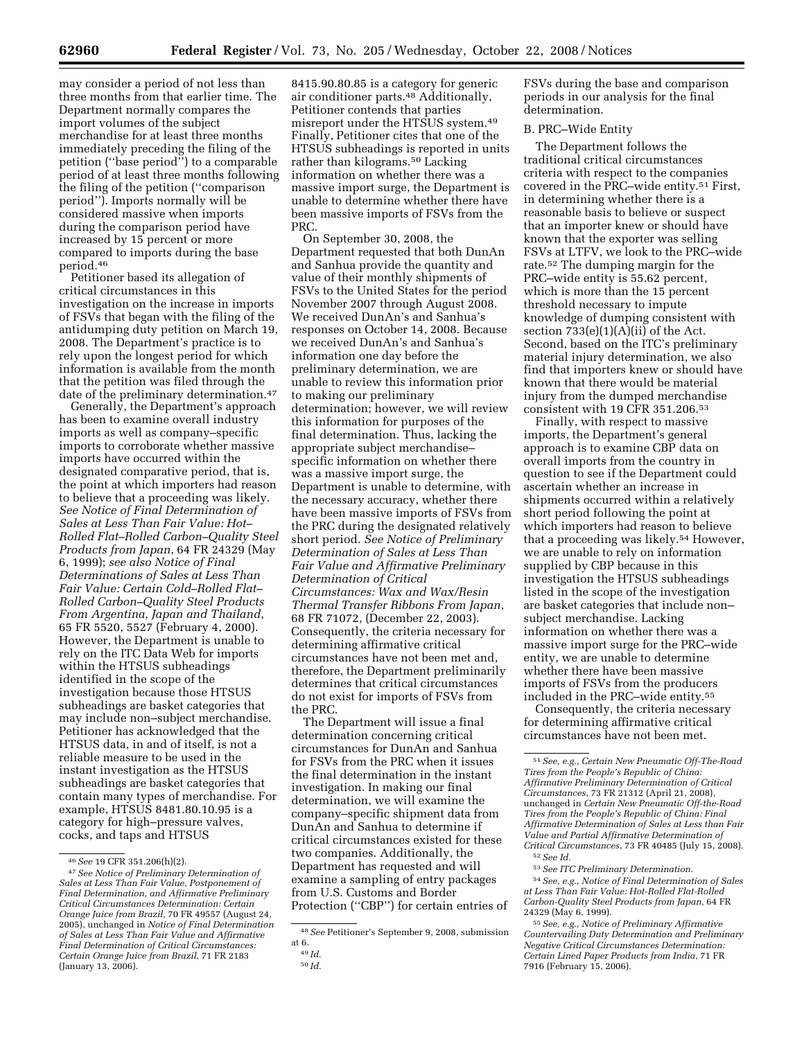may consider a period of not less than three months from that earlier time. The Department normally compares the import volumes of the subject merchandise for at least three months immediately preceding the filing of the petition (''base period'') to a comparable period of at least three months following the filing of the petition (''comparison period''). Imports normally will be considered massive when imports during the comparison period have increased by 15 percent or more compared to imports during the base period.[46]

Petitioner based its allegation of critical circumstances in this investigation on the increase in imports of FSVs that began with the filing of the antidumping duty petition on March 19, 2008. The Department's practice is to rely upon the longest period for which information is available from the month that the petition was filed through the date of the preliminary determination.[47]

Generally, the Department's approach has been to examine overall industry imports as well as company–specific imports to corroborate whether massive imports have occurred within the designated comparative period, that is, the point at which importers had reason to believe that a proceeding was likely. *See Notice of Final Determination of Sales at Less Than Fair Value: Hot–Rolled Flat–Rolled Carbon–Quality Steel Products from Japan*, 64 FR 24329 (May 6, 1999); *see also Notice of Final Determinations of Sales at Less Than Fair Value: Certain Cold–Rolled Flat–Rolled Carbon–Quality Steel Products From Argentina, Japan and Thailand*, 65 FR 5520, 5527 (February 4, 2000). However, the Department is unable to rely on the ITC Data Web for imports within the HTSUS subheadings identified in the scope of the investigation because those HTSUS subheadings are basket categories that may include non–subject merchandise. Petitioner has acknowledged that the HTSUS data, in and of itself, is not a reliable measure to be used in the instant investigation as the HTSUS subheadings are basket categories that contain many types of merchandise. For example, HTSUS 8481.80.10.95 is a category for high–pressure valves, cocks, and taps and HTSUS 8415.90.80.85 is a category for generic air conditioner parts.[48] Additionally, Petitioner contends that parties misreport under the HTSUS system.[49] Finally, Petitioner cites that one of the HTSUS subheadings is reported in units rather than kilograms.[50] Lacking information on whether there was a massive import surge, the Department is unable to determine whether there have been massive imports of FSVs from the PRC.

On September 30, 2008, the Department requested that both DunAn and Sanhua provide the quantity and value of their monthly shipments of FSVs to the United States for the period November 2007 through August 2008. We received DunAn's and Sanhua's responses on October 14, 2008. Because we received DunAn's and Sanhua's information one day before the preliminary determination, we are unable to review this information prior to making our preliminary determination; however, we will review this information for purposes of the final determination. Thus, lacking the appropriate subject merchandise–specific information on whether there was a massive import surge, the Department is unable to determine, with the necessary accuracy, whether there have been massive imports of FSVs from the PRC during the designated relatively short period. *See Notice of Preliminary Determination of Sales at Less Than Fair Value and Affirmative Preliminary Determination of Critical Circumstances: Wax and Wax/Resin Thermal Transfer Ribbons From Japan*, 68 FR 71072, (December 22, 2003). Consequently, the criteria necessary for determining affirmative critical circumstances have not been met and, therefore, the Department preliminarily determines that critical circumstances do not exist for imports of FSVs from the PRC.

The Department will issue a final determination concerning critical circumstances for DunAn and Sanhua for FSVs from the PRC when it issues the final determination in the instant investigation. In making our final determination, we will examine the company–specific shipment data from DunAn and Sanhua to determine if critical circumstances existed for these two companies. Additionally, the Department has requested and will examine a sampling of entry packages from U.S. Customs and Border Protection (''CBP'') for certain entries of FSVs during the base and comparison periods in our analysis for the final determination.

B. PRC–Wide Entity

The Department follows the traditional critical circumstances criteria with respect to the companies covered in the PRC–wide entity.[51] First, in determining whether there is a reasonable basis to believe or suspect that an importer knew or should have known that the exporter was selling FSVs at LTFV, we look to the PRC–wide rate.[52] The dumping margin for the PRC–wide entity is 55.62 percent, which is more than the 15 percent threshold necessary to impute knowledge of dumping consistent with section 733(e)(1)(A)(ii) of the Act. Second, based on the ITC's preliminary material injury determination, we also find that importers knew or should have known that there would be material injury from the dumped merchandise consistent with 19 CFR 351.206.[53]

Finally, with respect to massive imports, the Department's general approach is to examine CBP data on overall imports from the country in question to see if the Department could ascertain whether an increase in shipments occurred within a relatively short period following the point at which importers had reason to believe that a proceeding was likely.[54] However, we are unable to rely on information supplied by CBP because in this investigation the HTSUS subheadings listed in the scope of the investigation are basket categories that include non–subject merchandise. Lacking information on whether there was a massive import surge for the PRC–wide entity, we are unable to determine whether there have been massive imports of FSVs from the producers included in the PRC–wide entity.[55]

Consequently, the criteria necessary for determining affirmative critical circumstances have not been met.

---

[46] *See* 19 CFR 351.206(h)(2).

[47] *See Notice of Preliminary Determination of Sales at Less Than Fair Value, Postponement of Final Determination, and Affirmative Preliminary Critical Circumstances Determination: Certain Orange Juice from Brazil*, 70 FR 49557 (August 24, 2005), unchanged in *Notice of Final Determination of Sales at Less Than Fair Value and Affirmative Final Determination of Critical Circumstances: Certain Orange Juice from Brazil*, 71 FR 2183 (January 13, 2006).

[48] *See* Petitioner's September 9, 2008, submission at 6.

[49] *Id.*

[50] *Id.*

[51] *See, e.g., Certain New Pneumatic Off-The-Road Tires from the People's Republic of China: Affirmative Preliminary Determination of Critical Circumstances*, 73 FR 21312 (April 21, 2008), unchanged in *Certain New Pneumatic Off-the-Road Tires from the People's Republic of China: Final Affirmative Determination of Sales at Less than Fair Value and Partial Affirmative Determination of Critical Circumstances*, 73 FR 40485 (July 15, 2008).

[52] *See Id.*

[53] *See ITC Preliminary Determination.*

[54] *See, e.g., Notice of Final Determination of Sales at Less Than Fair Value: Hot-Rolled Flat-Rolled Carbon-Quality Steel Products from Japan*, 64 FR 24329 (May 6, 1999).

[55] *See, e.g., Notice of Preliminary Affirmative Countervailing Duty Determination and Preliminary Negative Critical Circumstances Determination: Certain Lined Paper Products from India*, 71 FR 7916 (February 15, 2006).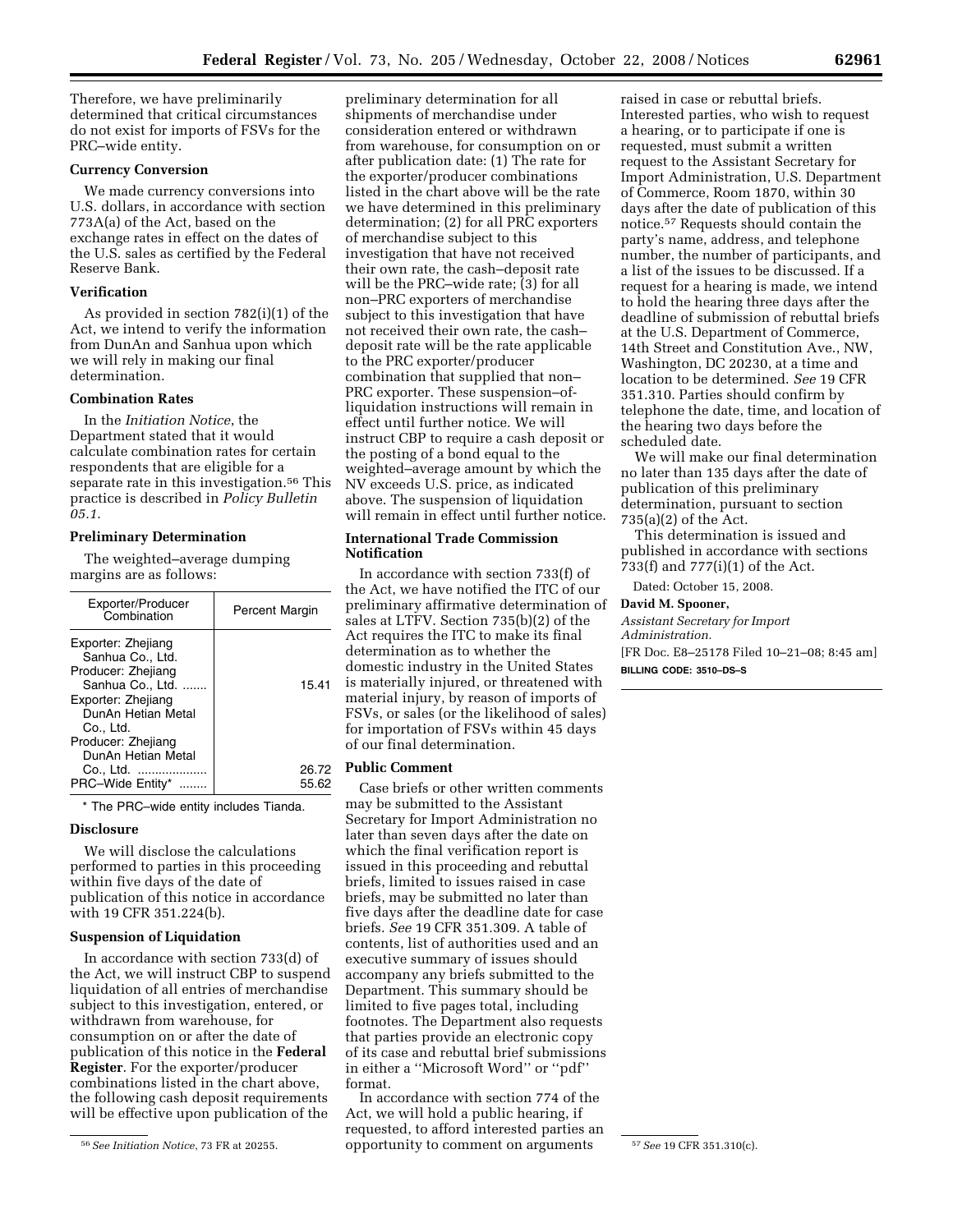Therefore, we have preliminarily determined that critical circumstances do not exist for imports of FSVs for the PRC–wide entity.

**Currency Conversion**

We made currency conversions into U.S. dollars, in accordance with section 773A(a) of the Act, based on the exchange rates in effect on the dates of the U.S. sales as certified by the Federal Reserve Bank.

**Verification**

As provided in section 782(i)(1) of the Act, we intend to verify the information from DunAn and Sanhua upon which we will rely in making our final determination.

**Combination Rates**

In the *Initiation Notice*, the Department stated that it would calculate combination rates for certain respondents that are eligible for a separate rate in this investigation.[56] This practice is described in *Policy Bulletin 05.1*.

**Preliminary Determination**

The weighted–average dumping margins are as follows:

| Exporter/Producer Combination | Percent Margin |
|---|---|
| Exporter: Zhejiang Sanhua Co., Ltd. Producer: Zhejiang Sanhua Co., Ltd. | 15.41 |
| Exporter: Zhejiang DunAn Hetian Metal Co., Ltd. Producer: Zhejiang DunAn Hetian Metal Co., Ltd. | 26.72 |
| PRC–Wide Entity* | 55.62 |

\* The PRC–wide entity includes Tianda.

**Disclosure**

We will disclose the calculations performed to parties in this proceeding within five days of the date of publication of this notice in accordance with 19 CFR 351.224(b).

**Suspension of Liquidation**

In accordance with section 733(d) of the Act, we will instruct CBP to suspend liquidation of all entries of merchandise subject to this investigation, entered, or withdrawn from warehouse, for consumption on or after the date of publication of this notice in the **Federal Register**. For the exporter/producer combinations listed in the chart above, the following cash deposit requirements will be effective upon publication of the preliminary determination for all shipments of merchandise under consideration entered or withdrawn from warehouse, for consumption on or after publication date: (1) The rate for the exporter/producer combinations listed in the chart above will be the rate we have determined in this preliminary determination; (2) for all PRC exporters of merchandise subject to this investigation that have not received their own rate, the cash–deposit rate will be the PRC–wide rate; (3) for all non–PRC exporters of merchandise subject to this investigation that have not received their own rate, the cash–deposit rate will be the rate applicable to the PRC exporter/producer combination that supplied that non–PRC exporter. These suspension–of-liquidation instructions will remain in effect until further notice. We will instruct CBP to require a cash deposit or the posting of a bond equal to the weighted–average amount by which the NV exceeds U.S. price, as indicated above. The suspension of liquidation will remain in effect until further notice.

**International Trade Commission Notification**

In accordance with section 733(f) of the Act, we have notified the ITC of our preliminary affirmative determination of sales at LTFV. Section 735(b)(2) of the Act requires the ITC to make its final determination as to whether the domestic industry in the United States is materially injured, or threatened with material injury, by reason of imports of FSVs, or sales (or the likelihood of sales) for importation of FSVs within 45 days of our final determination.

**Public Comment**

Case briefs or other written comments may be submitted to the Assistant Secretary for Import Administration no later than seven days after the date on which the final verification report is issued in this proceeding and rebuttal briefs, limited to issues raised in case briefs, may be submitted no later than five days after the deadline date for case briefs. *See* 19 CFR 351.309. A table of contents, list of authorities used and an executive summary of issues should accompany any briefs submitted to the Department. This summary should be limited to five pages total, including footnotes. The Department also requests that parties provide an electronic copy of its case and rebuttal brief submissions in either a ''Microsoft Word'' or ''pdf'' format.

In accordance with section 774 of the Act, we will hold a public hearing, if requested, to afford interested parties an opportunity to comment on arguments raised in case or rebuttal briefs. Interested parties, who wish to request a hearing, or to participate if one is requested, must submit a written request to the Assistant Secretary for Import Administration, U.S. Department of Commerce, Room 1870, within 30 days after the date of publication of this notice.[57] Requests should contain the party's name, address, and telephone number, the number of participants, and a list of the issues to be discussed. If a request for a hearing is made, we intend to hold the hearing three days after the deadline of submission of rebuttal briefs at the U.S. Department of Commerce, 14th Street and Constitution Ave., NW, Washington, DC 20230, at a time and location to be determined. *See* 19 CFR 351.310. Parties should confirm by telephone the date, time, and location of the hearing two days before the scheduled date.

We will make our final determination no later than 135 days after the date of publication of this preliminary determination, pursuant to section 735(a)(2) of the Act.

This determination is issued and published in accordance with sections 733(f) and 777(i)(1) of the Act.

Dated: October 15, 2008.

**David M. Spooner,**

*Assistant Secretary for Import Administration.*

[FR Doc. E8–25178 Filed 10–21–08; 8:45 am]

**BILLING CODE: 3510–DS–S**

---

[56] *See Initiation Notice*, 73 FR at 20255.

[57] *See* 19 CFR 351.310(c).